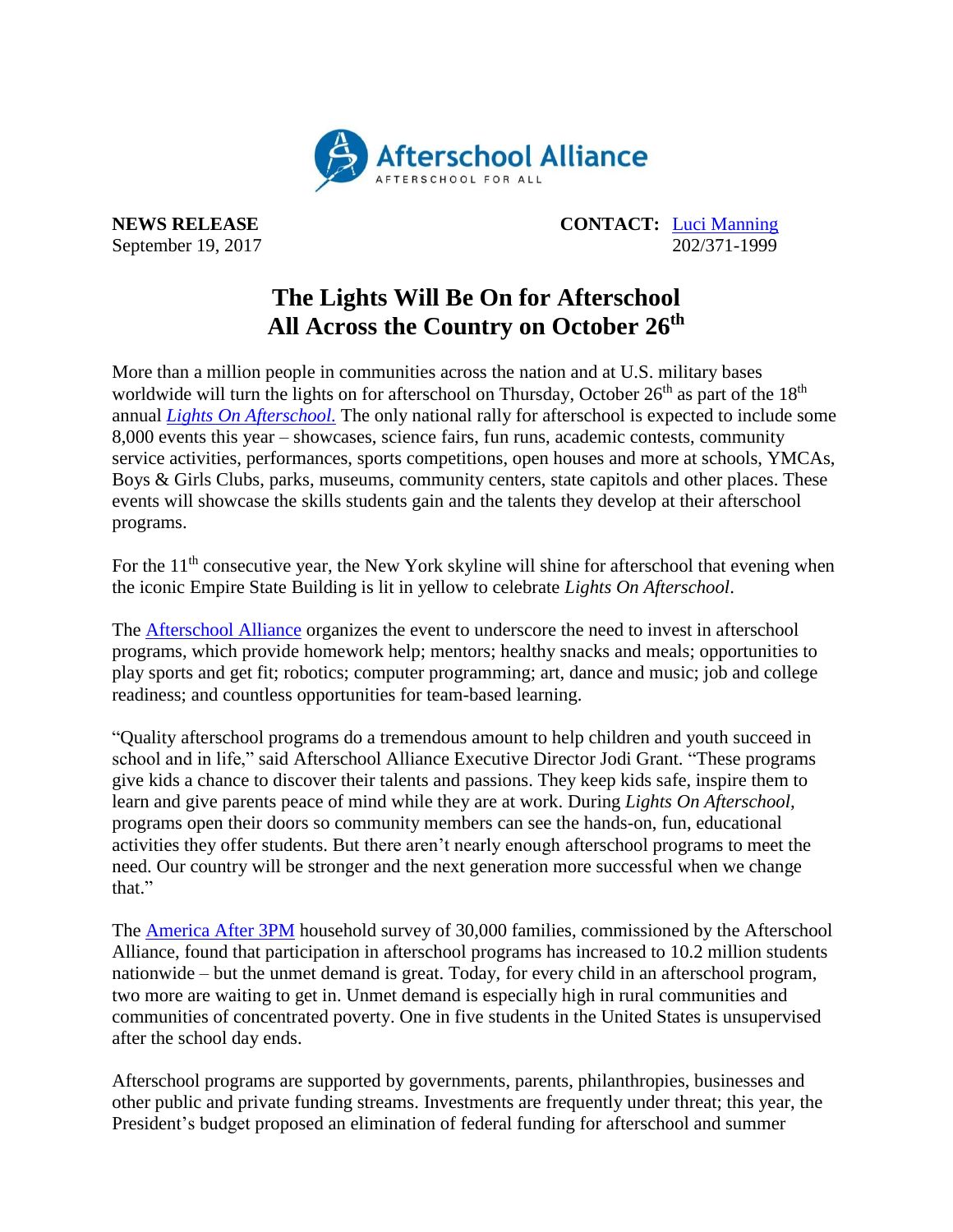Afterschool Alliance
AFTERSCHOOL FOR ALL

**NEWS RELEASE**
September 19, 2017

**CONTACT:** [Luci Manning](#)
202/371-1999

# The Lights Will Be On for Afterschool All Across the Country on October 26th

More than a million people in communities across the nation and at U.S. military bases worldwide will turn the lights on for afterschool on Thursday, October 26th as part of the 18th annual *Lights On Afterschool.* The only national rally for afterschool is expected to include some 8,000 events this year – showcases, science fairs, fun runs, academic contests, community service activities, performances, sports competitions, open houses and more at schools, YMCAs, Boys & Girls Clubs, parks, museums, community centers, state capitols and other places. These events will showcase the skills students gain and the talents they develop at their afterschool programs.

For the 11th consecutive year, the New York skyline will shine for afterschool that evening when the iconic Empire State Building is lit in yellow to celebrate *Lights On Afterschool*.

The Afterschool Alliance organizes the event to underscore the need to invest in afterschool programs, which provide homework help; mentors; healthy snacks and meals; opportunities to play sports and get fit; robotics; computer programming; art, dance and music; job and college readiness; and countless opportunities for team-based learning.

"Quality afterschool programs do a tremendous amount to help children and youth succeed in school and in life," said Afterschool Alliance Executive Director Jodi Grant. "These programs give kids a chance to discover their talents and passions. They keep kids safe, inspire them to learn and give parents peace of mind while they are at work. During *Lights On Afterschool*, programs open their doors so community members can see the hands-on, fun, educational activities they offer students. But there aren't nearly enough afterschool programs to meet the need. Our country will be stronger and the next generation more successful when we change that."

The America After 3PM household survey of 30,000 families, commissioned by the Afterschool Alliance, found that participation in afterschool programs has increased to 10.2 million students nationwide – but the unmet demand is great. Today, for every child in an afterschool program, two more are waiting to get in. Unmet demand is especially high in rural communities and communities of concentrated poverty. One in five students in the United States is unsupervised after the school day ends.

Afterschool programs are supported by governments, parents, philanthropies, businesses and other public and private funding streams. Investments are frequently under threat; this year, the President's budget proposed an elimination of federal funding for afterschool and summer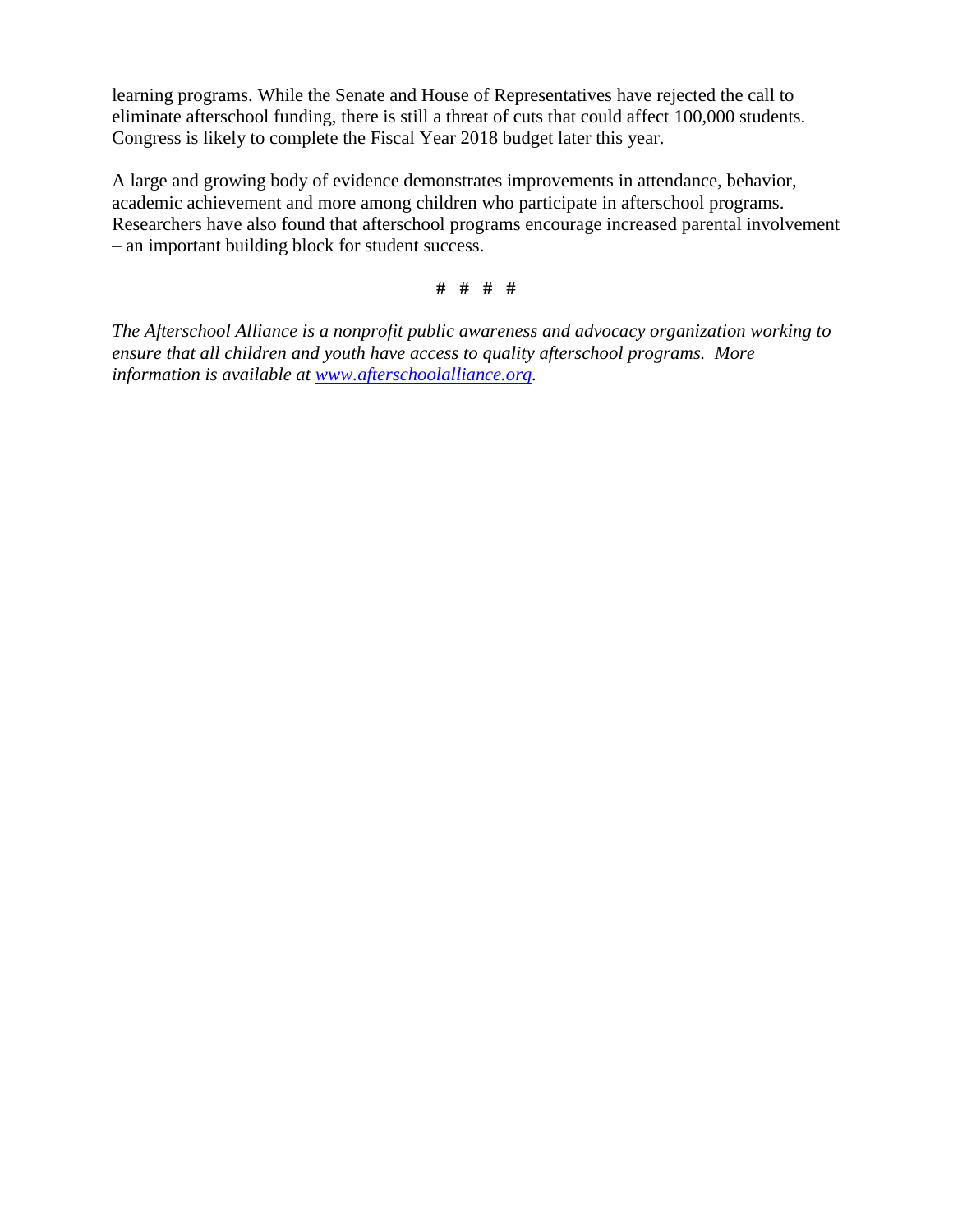learning programs. While the Senate and House of Representatives have rejected the call to eliminate afterschool funding, there is still a threat of cuts that could affect 100,000 students. Congress is likely to complete the Fiscal Year 2018 budget later this year.

A large and growing body of evidence demonstrates improvements in attendance, behavior, academic achievement and more among children who participate in afterschool programs. Researchers have also found that afterschool programs encourage increased parental involvement – an important building block for student success.

# # # #

*The Afterschool Alliance is a nonprofit public awareness and advocacy organization working to ensure that all children and youth have access to quality afterschool programs. More information is available at [www.afterschoolalliance.org](http://www.afterschoolalliance.org).*